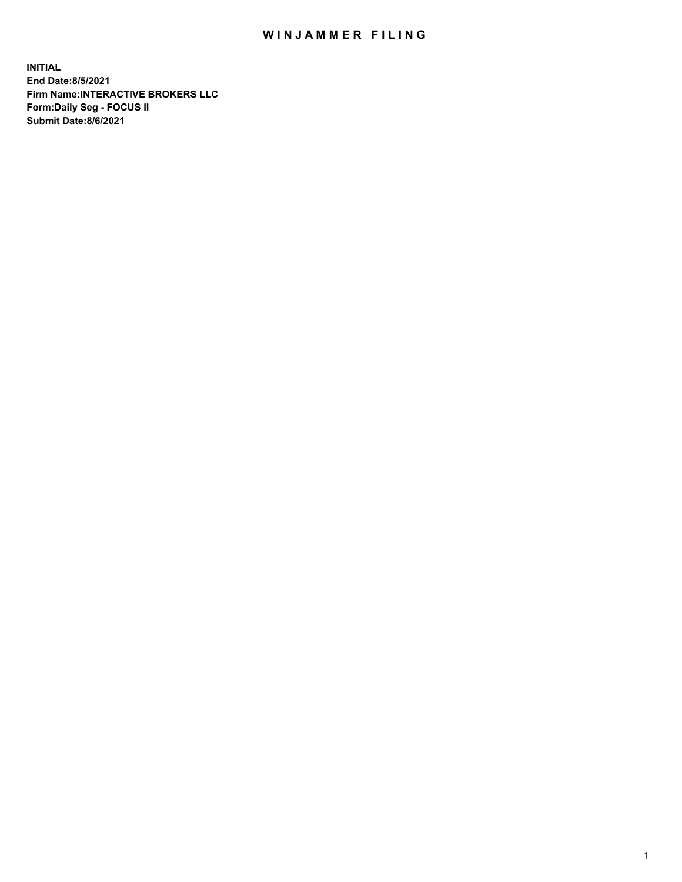# WINJAMMER FILING

**INITIAL**
**End Date:8/5/2021**
**Firm Name:INTERACTIVE BROKERS LLC**
**Form:Daily Seg - FOCUS II**
**Submit Date:8/6/2021**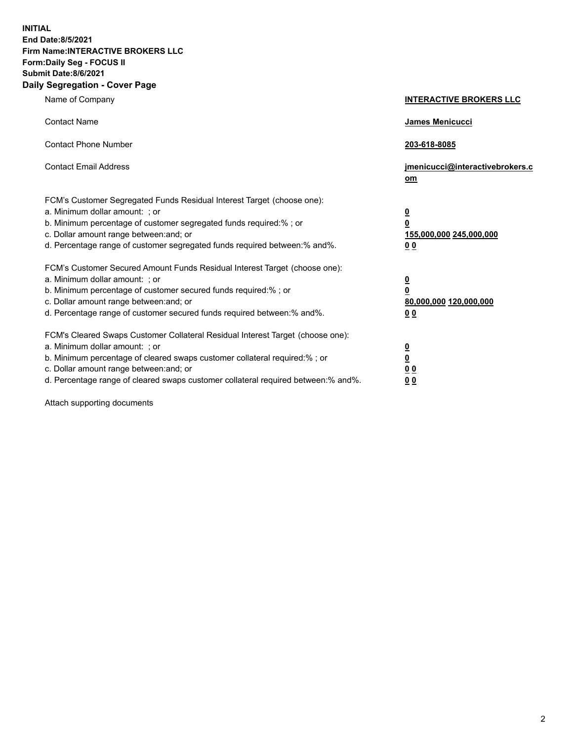**INITIAL**
**End Date:8/5/2021**
**Firm Name:INTERACTIVE BROKERS LLC**
**Form:Daily Seg - FOCUS II**
**Submit Date:8/6/2021**

## Daily Segregation - Cover Page

| | |
|---|---|
| Name of Company | **INTERACTIVE BROKERS LLC** |
| Contact Name | **James Menicucci** |
| Contact Phone Number | **203-618-8085** |
| Contact Email Address | **jmenicucci@interactivebrokers.com** |
| FCM's Customer Segregated Funds Residual Interest Target (choose one): | |
| a. Minimum dollar amount: ; or | **0** |
| b. Minimum percentage of customer segregated funds required:% ; or | **0** |
| c. Dollar amount range between:and; or | **155,000,000 245,000,000** |
| d. Percentage range of customer segregated funds required between:% and%. | **0 0** |
| FCM's Customer Secured Amount Funds Residual Interest Target (choose one): | |
| a. Minimum dollar amount: ; or | **0** |
| b. Minimum percentage of customer secured funds required:% ; or | **0** |
| c. Dollar amount range between:and; or | **80,000,000 120,000,000** |
| d. Percentage range of customer secured funds required between:% and%. | **0 0** |
| FCM's Cleared Swaps Customer Collateral Residual Interest Target (choose one): | |
| a. Minimum dollar amount: ; or | **0** |
| b. Minimum percentage of cleared swaps customer collateral required:% ; or | **0** |
| c. Dollar amount range between:and; or | **0 0** |
| d. Percentage range of cleared swaps customer collateral required between:% and%. | **0 0** |

Attach supporting documents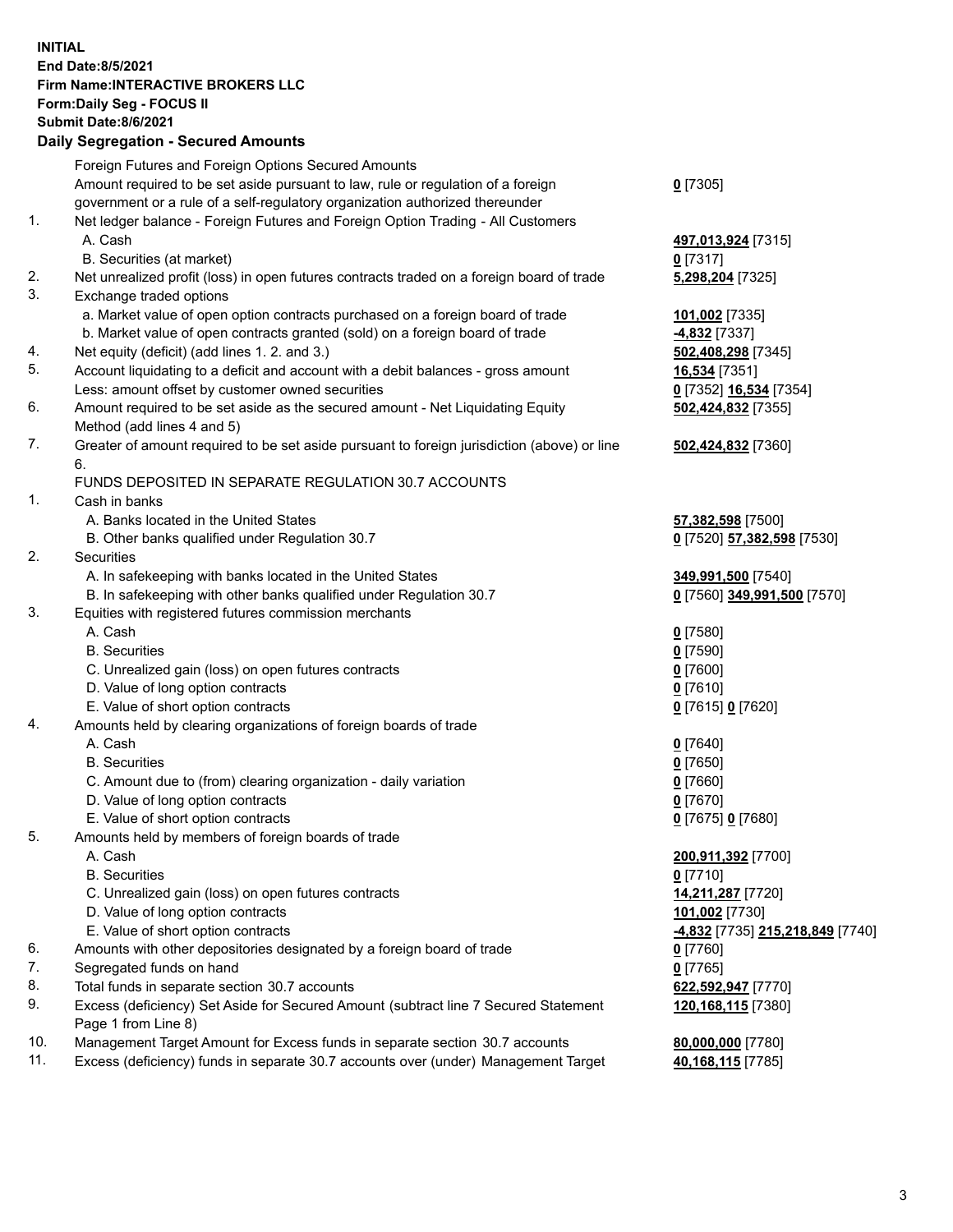**INITIAL**
**End Date:8/5/2021**
**Firm Name:INTERACTIVE BROKERS LLC**
**Form:Daily Seg - FOCUS II**
**Submit Date:8/6/2021**

### Daily Segregation - Secured Amounts

| | | |
|---|---|---|
| | Foreign Futures and Foreign Options Secured Amounts | |
| | Amount required to be set aside pursuant to law, rule or regulation of a foreign government or a rule of a self-regulatory organization authorized thereunder | **0** [7305] |
| 1. | Net ledger balance - Foreign Futures and Foreign Option Trading - All Customers | |
| | A. Cash | **497,013,924** [7315] |
| | B. Securities (at market) | **0** [7317] |
| 2. | Net unrealized profit (loss) in open futures contracts traded on a foreign board of trade | **5,298,204** [7325] |
| 3. | Exchange traded options | |
| | a. Market value of open option contracts purchased on a foreign board of trade | **101,002** [7335] |
| | b. Market value of open contracts granted (sold) on a foreign board of trade | **-4,832** [7337] |
| 4. | Net equity (deficit) (add lines 1. 2. and 3.) | **502,408,298** [7345] |
| 5. | Account liquidating to a deficit and account with a debit balances - gross amount | **16,534** [7351] |
| | Less: amount offset by customer owned securities | **0** [7352] **16,534** [7354] |
| 6. | Amount required to be set aside as the secured amount - Net Liquidating Equity Method (add lines 4 and 5) | **502,424,832** [7355] |
| 7. | Greater of amount required to be set aside pursuant to foreign jurisdiction (above) or line 6. | **502,424,832** [7360] |
| | FUNDS DEPOSITED IN SEPARATE REGULATION 30.7 ACCOUNTS | |
| 1. | Cash in banks | |
| | A. Banks located in the United States | **57,382,598** [7500] |
| | B. Other banks qualified under Regulation 30.7 | **0** [7520] **57,382,598** [7530] |
| 2. | Securities | |
| | A. In safekeeping with banks located in the United States | **349,991,500** [7540] |
| | B. In safekeeping with other banks qualified under Regulation 30.7 | **0** [7560] **349,991,500** [7570] |
| 3. | Equities with registered futures commission merchants | |
| | A. Cash | **0** [7580] |
| | B. Securities | **0** [7590] |
| | C. Unrealized gain (loss) on open futures contracts | **0** [7600] |
| | D. Value of long option contracts | **0** [7610] |
| | E. Value of short option contracts | **0** [7615] **0** [7620] |
| 4. | Amounts held by clearing organizations of foreign boards of trade | |
| | A. Cash | **0** [7640] |
| | B. Securities | **0** [7650] |
| | C. Amount due to (from) clearing organization - daily variation | **0** [7660] |
| | D. Value of long option contracts | **0** [7670] |
| | E. Value of short option contracts | **0** [7675] **0** [7680] |
| 5. | Amounts held by members of foreign boards of trade | |
| | A. Cash | **200,911,392** [7700] |
| | B. Securities | **0** [7710] |
| | C. Unrealized gain (loss) on open futures contracts | **14,211,287** [7720] |
| | D. Value of long option contracts | **101,002** [7730] |
| | E. Value of short option contracts | **-4,832** [7735] **215,218,849** [7740] |
| 6. | Amounts with other depositories designated by a foreign board of trade | **0** [7760] |
| 7. | Segregated funds on hand | **0** [7765] |
| 8. | Total funds in separate section 30.7 accounts | **622,592,947** [7770] |
| 9. | Excess (deficiency) Set Aside for Secured Amount (subtract line 7 Secured Statement Page 1 from Line 8) | **120,168,115** [7380] |
| 10. | Management Target Amount for Excess funds in separate section 30.7 accounts | **80,000,000** [7780] |
| 11. | Excess (deficiency) funds in separate 30.7 accounts over (under) Management Target | **40,168,115** [7785] |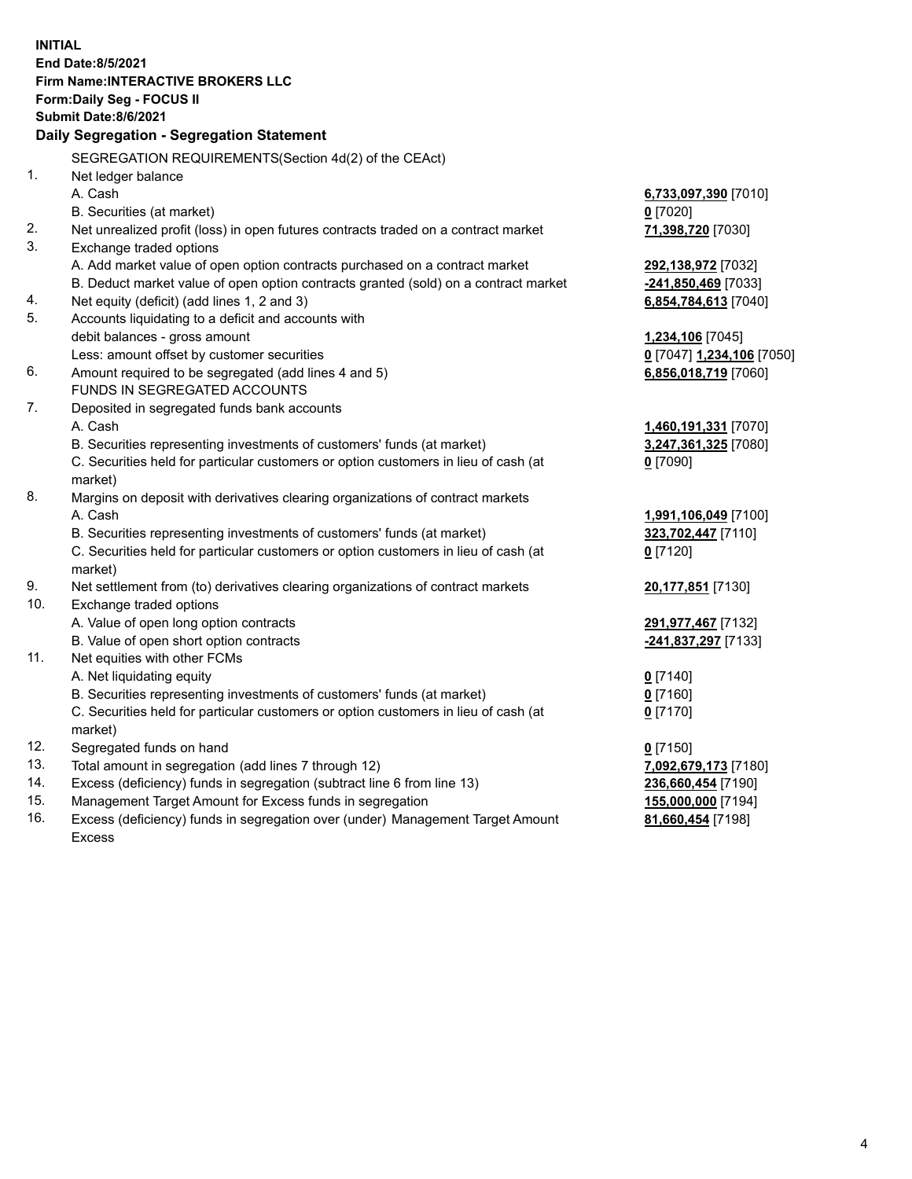**INITIAL**
**End Date:8/5/2021**
**Firm Name:INTERACTIVE BROKERS LLC**
**Form:Daily Seg - FOCUS II**
**Submit Date:8/6/2021**

## Daily Segregation - Segregation Statement

SEGREGATION REQUIREMENTS(Section 4d(2) of the CEAct)

| | | |
|---|---|---|
| 1. | Net ledger balance | |
| | A. Cash | **6,733,097,390** [7010] |
| | B. Securities (at market) | **0** [7020] |
| 2. | Net unrealized profit (loss) in open futures contracts traded on a contract market | **71,398,720** [7030] |
| 3. | Exchange traded options | |
| | A. Add market value of open option contracts purchased on a contract market | **292,138,972** [7032] |
| | B. Deduct market value of open option contracts granted (sold) on a contract market | **-241,850,469** [7033] |
| 4. | Net equity (deficit) (add lines 1, 2 and 3) | **6,854,784,613** [7040] |
| 5. | Accounts liquidating to a deficit and accounts with debit balances - gross amount | **1,234,106** [7045] |
| | Less: amount offset by customer securities | **0** [7047] **1,234,106** [7050] |
| 6. | Amount required to be segregated (add lines 4 and 5) | **6,856,018,719** [7060] |
| | FUNDS IN SEGREGATED ACCOUNTS | |
| 7. | Deposited in segregated funds bank accounts | |
| | A. Cash | **1,460,191,331** [7070] |
| | B. Securities representing investments of customers' funds (at market) | **3,247,361,325** [7080] |
| | C. Securities held for particular customers or option customers in lieu of cash (at market) | **0** [7090] |
| 8. | Margins on deposit with derivatives clearing organizations of contract markets | |
| | A. Cash | **1,991,106,049** [7100] |
| | B. Securities representing investments of customers' funds (at market) | **323,702,447** [7110] |
| | C. Securities held for particular customers or option customers in lieu of cash (at market) | **0** [7120] |
| 9. | Net settlement from (to) derivatives clearing organizations of contract markets | **20,177,851** [7130] |
| 10. | Exchange traded options | |
| | A. Value of open long option contracts | **291,977,467** [7132] |
| | B. Value of open short option contracts | **-241,837,297** [7133] |
| 11. | Net equities with other FCMs | |
| | A. Net liquidating equity | **0** [7140] |
| | B. Securities representing investments of customers' funds (at market) | **0** [7160] |
| | C. Securities held for particular customers or option customers in lieu of cash (at market) | **0** [7170] |
| 12. | Segregated funds on hand | **0** [7150] |
| 13. | Total amount in segregation (add lines 7 through 12) | **7,092,679,173** [7180] |
| 14. | Excess (deficiency) funds in segregation (subtract line 6 from line 13) | **236,660,454** [7190] |
| 15. | Management Target Amount for Excess funds in segregation | **155,000,000** [7194] |
| 16. | Excess (deficiency) funds in segregation over (under) Management Target Amount Excess | **81,660,454** [7198] |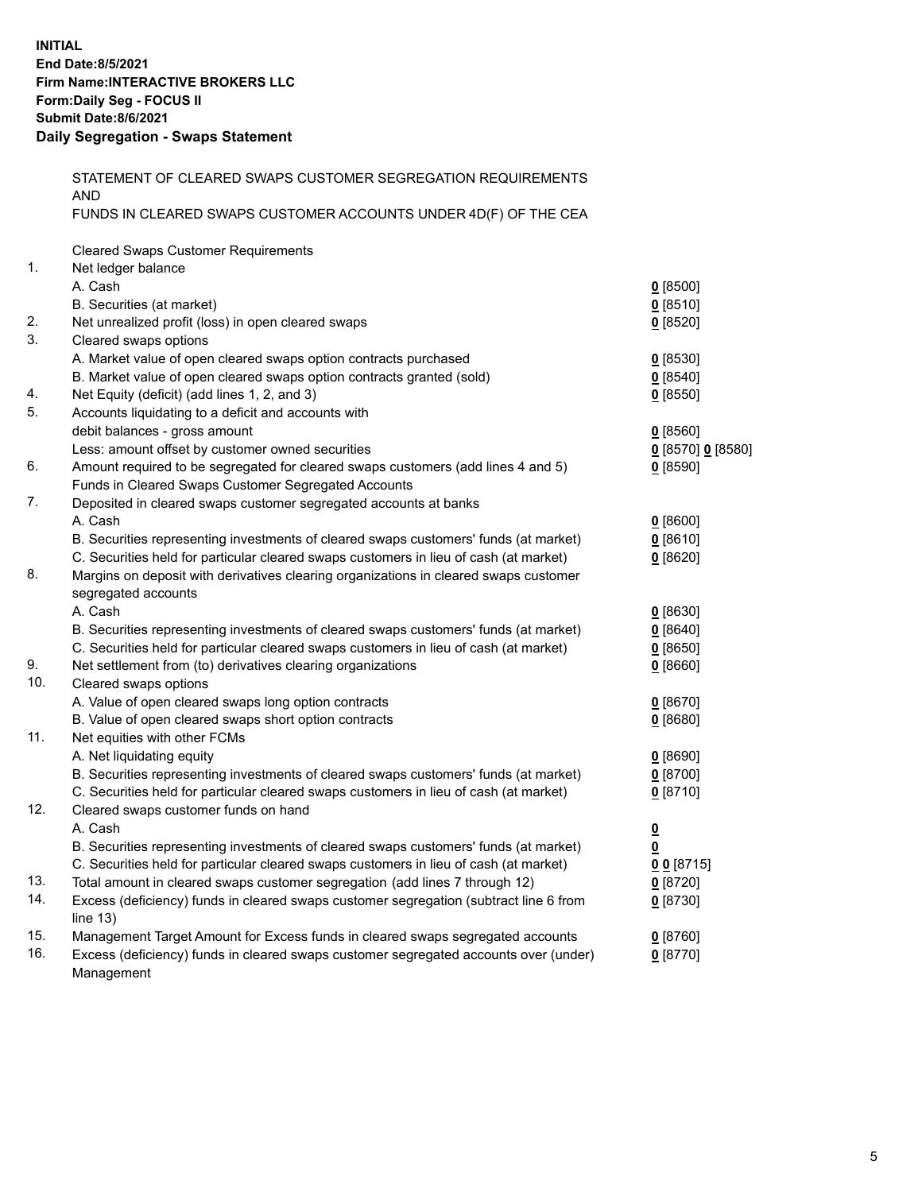**INITIAL**
**End Date:8/5/2021**
**Firm Name:INTERACTIVE BROKERS LLC**
**Form:Daily Seg - FOCUS II**
**Submit Date:8/6/2021**
**Daily Segregation - Swaps Statement**

STATEMENT OF CLEARED SWAPS CUSTOMER SEGREGATION REQUIREMENTS AND FUNDS IN CLEARED SWAPS CUSTOMER ACCOUNTS UNDER 4D(F) OF THE CEA

| | | |
|---|---|---|
| | Cleared Swaps Customer Requirements | |
| 1. | Net ledger balance | |
| | A. Cash | 0 [8500] |
| | B. Securities (at market) | 0 [8510] |
| 2. | Net unrealized profit (loss) in open cleared swaps | 0 [8520] |
| 3. | Cleared swaps options | |
| | A. Market value of open cleared swaps option contracts purchased | 0 [8530] |
| | B. Market value of open cleared swaps option contracts granted (sold) | 0 [8540] |
| 4. | Net Equity (deficit) (add lines 1, 2, and 3) | 0 [8550] |
| 5. | Accounts liquidating to a deficit and accounts with debit balances - gross amount | 0 [8560] |
| | Less: amount offset by customer owned securities | 0 [8570] 0 [8580] |
| 6. | Amount required to be segregated for cleared swaps customers (add lines 4 and 5) | 0 [8590] |
| | Funds in Cleared Swaps Customer Segregated Accounts | |
| 7. | Deposited in cleared swaps customer segregated accounts at banks | |
| | A. Cash | 0 [8600] |
| | B. Securities representing investments of cleared swaps customers' funds (at market) | 0 [8610] |
| | C. Securities held for particular cleared swaps customers in lieu of cash (at market) | 0 [8620] |
| 8. | Margins on deposit with derivatives clearing organizations in cleared swaps customer segregated accounts | |
| | A. Cash | 0 [8630] |
| | B. Securities representing investments of cleared swaps customers' funds (at market) | 0 [8640] |
| | C. Securities held for particular cleared swaps customers in lieu of cash (at market) | 0 [8650] |
| 9. | Net settlement from (to) derivatives clearing organizations | 0 [8660] |
| 10. | Cleared swaps options | |
| | A. Value of open cleared swaps long option contracts | 0 [8670] |
| | B. Value of open cleared swaps short option contracts | 0 [8680] |
| 11. | Net equities with other FCMs | |
| | A. Net liquidating equity | 0 [8690] |
| | B. Securities representing investments of cleared swaps customers' funds (at market) | 0 [8700] |
| | C. Securities held for particular cleared swaps customers in lieu of cash (at market) | 0 [8710] |
| 12. | Cleared swaps customer funds on hand | |
| | A. Cash | 0 |
| | B. Securities representing investments of cleared swaps customers' funds (at market) | 0 |
| | C. Securities held for particular cleared swaps customers in lieu of cash (at market) | 0 0 [8715] |
| 13. | Total amount in cleared swaps customer segregation (add lines 7 through 12) | 0 [8720] |
| 14. | Excess (deficiency) funds in cleared swaps customer segregation (subtract line 6 from line 13) | 0 [8730] |
| 15. | Management Target Amount for Excess funds in cleared swaps segregated accounts | 0 [8760] |
| 16. | Excess (deficiency) funds in cleared swaps customer segregated accounts over (under) Management | 0 [8770] |